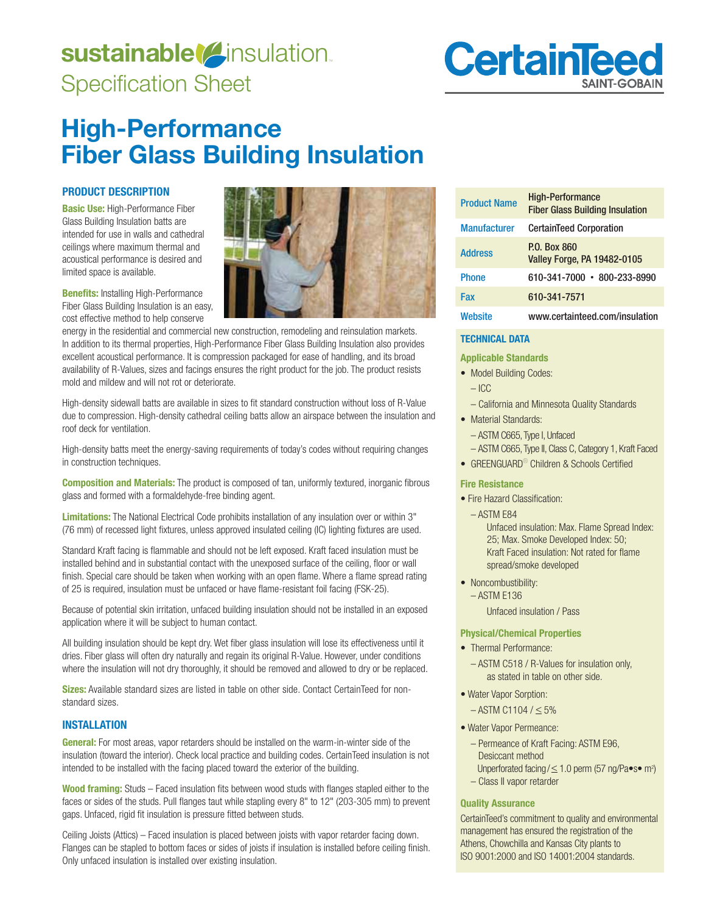sustainable insulation
Specification Sheet

CertainTeed SAINT-GOBAIN

# High-Performance Fiber Glass Building Insulation

## PRODUCT DESCRIPTION

**Basic Use:** High-Performance Fiber Glass Building Insulation batts are intended for use in walls and cathedral ceilings where maximum thermal and acoustical performance is desired and limited space is available.

**Benefits:** Installing High-Performance Fiber Glass Building Insulation is an easy, cost effective method to help conserve energy in the residential and commercial new construction, remodeling and reinsulation markets. In addition to its thermal properties, High-Performance Fiber Glass Building Insulation also provides excellent acoustical performance. It is compression packaged for ease of handling, and its broad availability of R-Values, sizes and facings ensures the right product for the job. The product resists mold and mildew and will not rot or deteriorate.

High-density sidewall batts are available in sizes to fit standard construction without loss of R-Value due to compression. High-density cathedral ceiling batts allow an airspace between the insulation and roof deck for ventilation.

High-density batts meet the energy-saving requirements of today's codes without requiring changes in construction techniques.

**Composition and Materials:** The product is composed of tan, uniformly textured, inorganic fibrous glass and formed with a formaldehyde-free binding agent.

**Limitations:** The National Electrical Code prohibits installation of any insulation over or within 3" (76 mm) of recessed light fixtures, unless approved insulated ceiling (IC) lighting fixtures are used.

Standard Kraft facing is flammable and should not be left exposed. Kraft faced insulation must be installed behind and in substantial contact with the unexposed surface of the ceiling, floor or wall finish. Special care should be taken when working with an open flame. Where a flame spread rating of 25 is required, insulation must be unfaced or have flame-resistant foil facing (FSK-25).

Because of potential skin irritation, unfaced building insulation should not be installed in an exposed application where it will be subject to human contact.

All building insulation should be kept dry. Wet fiber glass insulation will lose its effectiveness until it dries. Fiber glass will often dry naturally and regain its original R-Value. However, under conditions where the insulation will not dry thoroughly, it should be removed and allowed to dry or be replaced.

**Sizes:** Available standard sizes are listed in table on other side. Contact CertainTeed for non-standard sizes.

## INSTALLATION

**General:** For most areas, vapor retarders should be installed on the warm-in-winter side of the insulation (toward the interior). Check local practice and building codes. CertainTeed insulation is not intended to be installed with the facing placed toward the exterior of the building.

**Wood framing:** Studs – Faced insulation fits between wood studs with flanges stapled either to the faces or sides of the studs. Pull flanges taut while stapling every 8" to 12" (203-305 mm) to prevent gaps. Unfaced, rigid fit insulation is pressure fitted between studs.

Ceiling Joists (Attics) – Faced insulation is placed between joists with vapor retarder facing down. Flanges can be stapled to bottom faces or sides of joists if insulation is installed before ceiling finish. Only unfaced insulation is installed over existing insulation.

| | |
|---|---|
| Product Name | High-Performance Fiber Glass Building Insulation |
| Manufacturer | CertainTeed Corporation |
| Address | P.O. Box 860<br>Valley Forge, PA 19482-0105 |
| Phone | 610-341-7000 • 800-233-8990 |
| Fax | 610-341-7571 |
| Website | www.certainteed.com/insulation |

## TECHNICAL DATA

### Applicable Standards

- Model Building Codes:
  - ICC
  - California and Minnesota Quality Standards
- Material Standards:
  - ASTM C665, Type I, Unfaced
  - ASTM C665, Type II, Class C, Category 1, Kraft Faced
- GREENGUARD® Children & Schools Certified

### Fire Resistance

- Fire Hazard Classification:
  - ASTM E84
    Unfaced insulation: Max. Flame Spread Index: 25; Max. Smoke Developed Index: 50;
    Kraft Faced insulation: Not rated for flame spread/smoke developed
- Noncombustibility:
  - ASTM E136
    Unfaced insulation / Pass

### Physical/Chemical Properties

- Thermal Performance:
  - ASTM C518 / R-Values for insulation only, as stated in table on other side.
- Water Vapor Sorption:
  - ASTM C1104 / ≤ 5%
- Water Vapor Permeance:
  - Permeance of Kraft Facing: ASTM E96, Desiccant method
    Unperforated facing / ≤ 1.0 perm (57 ng/Pa•s• $m^2$)
  - Class II vapor retarder

### Quality Assurance

CertainTeed's commitment to quality and environmental management has ensured the registration of the Athens, Chowchilla and Kansas City plants to ISO 9001:2000 and ISO 14001:2004 standards.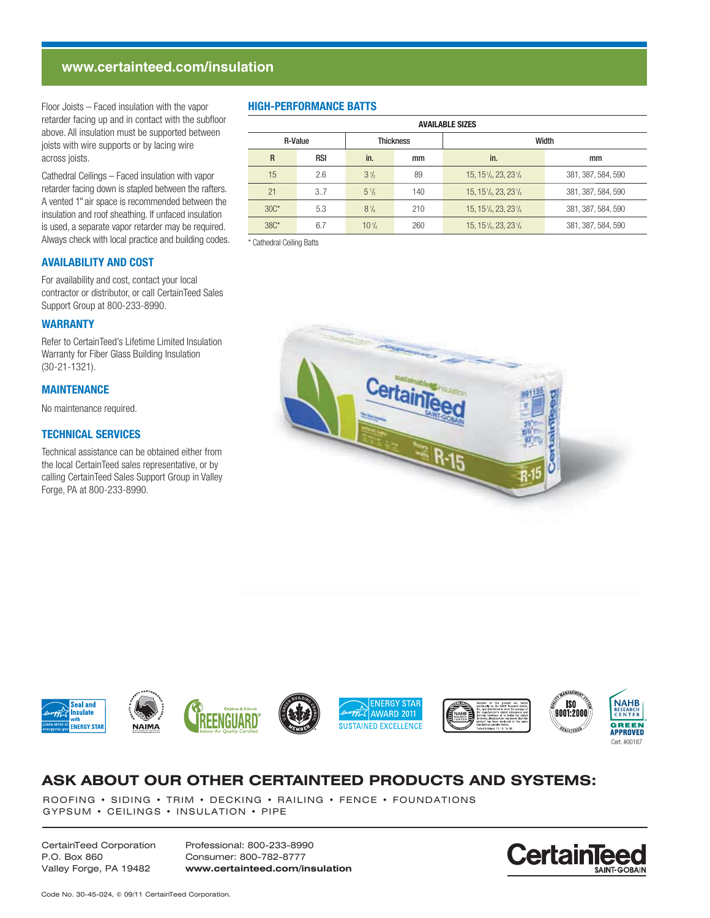www.certainteed.com/insulation

Floor Joists – Faced insulation with the vapor retarder facing up and in contact with the subfloor above. All insulation must be supported between joists with wire supports or by lacing wire across joists.

Cathedral Ceilings – Faced insulation with vapor retarder facing down is stapled between the rafters. A vented 1" air space is recommended between the insulation and roof sheathing. If unfaced insulation is used, a separate vapor retarder may be required. Always check with local practice and building codes.

## AVAILABILITY AND COST

For availability and cost, contact your local contractor or distributor, or call CertainTeed Sales Support Group at 800-233-8990.

## WARRANTY

Refer to CertainTeed's Lifetime Limited Insulation Warranty for Fiber Glass Building Insulation (30-21-1321).

## MAINTENANCE

No maintenance required.

## TECHNICAL SERVICES

Technical assistance can be obtained either from the local CertainTeed sales representative, or by calling CertainTeed Sales Support Group in Valley Forge, PA at 800-233-8990.

## HIGH-PERFORMANCE BATTS

| AVAILABLE SIZES | | | | | |
|---|---|---|---|---|---|
| R-Value | | Thickness | | Width | |
| R | RSI | in. | mm | in. | mm |
| 15 | 2.6 | 3 ½ | 89 | 15, 15¼, 23, 23¼ | 381, 387, 584, 590 |
| 21 | 3..7 | 5 ½ | 140 | 15, 15¼, 23, 23¼ | 381, 387, 584, 590 |
| 30C* | 5.3 | 8 ¼ | 210 | 15, 15¼, 23, 23¼ | 381, 387, 584, 590 |
| 38C* | 6.7 | 10 ¼ | 260 | 15, 15¼, 23, 23¼ | 381, 387, 584, 590 |

* Cathedral Ceiling Batts

NAHB Research Center GREEN APPROVED Cert. #00187

## ASK ABOUT OUR OTHER CERTAINTEED PRODUCTS AND SYSTEMS:

ROOFING • SIDING • TRIM • DECKING • RAILING • FENCE • FOUNDATIONS
GYPSUM • CEILINGS • INSULATION • PIPE

CertainTeed Corporation
P.O. Box 860
Valley Forge, PA 19482

Professional: 800-233-8990
Consumer: 800-782-8777
**www.certainteed.com/insulation**

Code No. 30-45-024, © 09/11 CertainTeed Corporation.